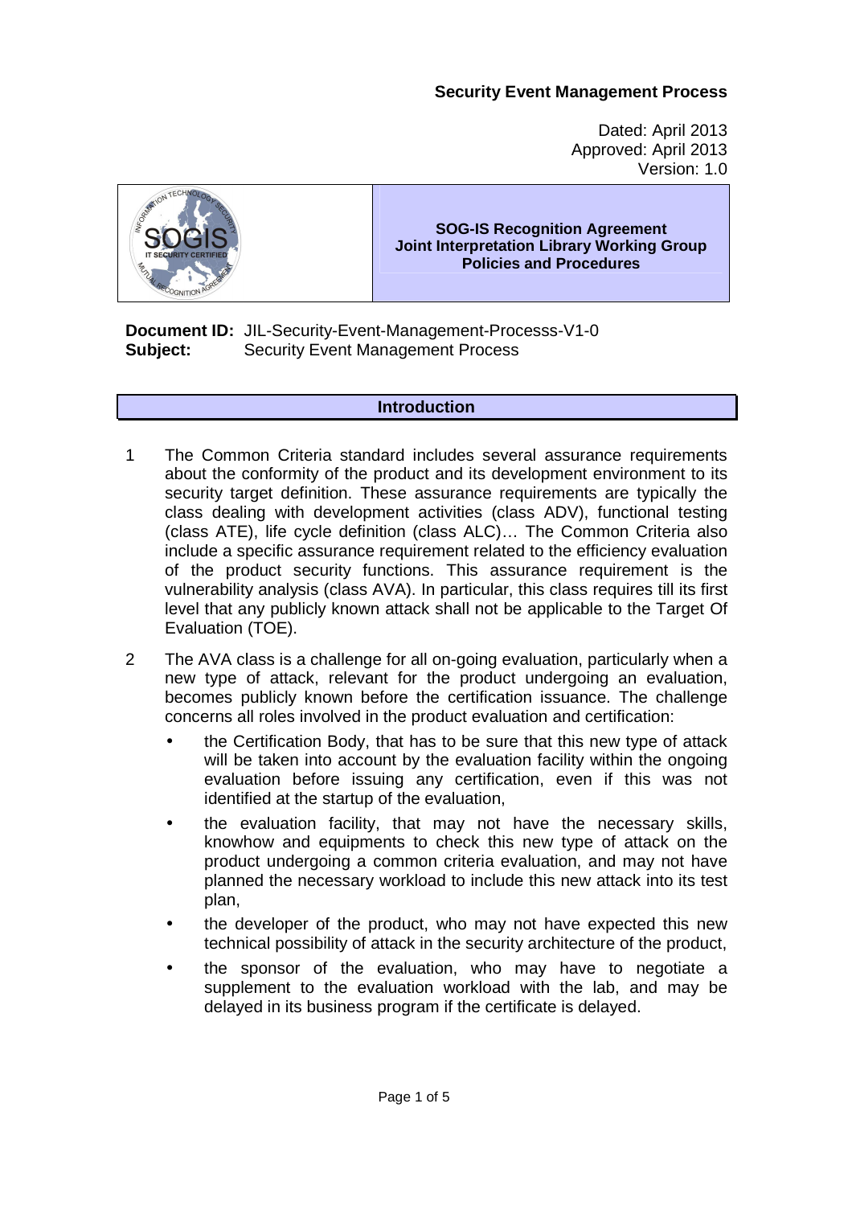**Security Event Management Process**

Dated: April 2013
Approved: April 2013
Version: 1.0

**SOG-IS Recognition Agreement**
**Joint Interpretation Library Working Group**
**Policies and Procedures**

**Document ID:** JIL-Security-Event-Management-Processs-V1-0
**Subject:** Security Event Management Process

## Introduction

1 The Common Criteria standard includes several assurance requirements about the conformity of the product and its development environment to its security target definition. These assurance requirements are typically the class dealing with development activities (class ADV), functional testing (class ATE), life cycle definition (class ALC)… The Common Criteria also include a specific assurance requirement related to the efficiency evaluation of the product security functions. This assurance requirement is the vulnerability analysis (class AVA). In particular, this class requires till its first level that any publicly known attack shall not be applicable to the Target Of Evaluation (TOE).

2 The AVA class is a challenge for all on-going evaluation, particularly when a new type of attack, relevant for the product undergoing an evaluation, becomes publicly known before the certification issuance. The challenge concerns all roles involved in the product evaluation and certification:

- the Certification Body, that has to be sure that this new type of attack will be taken into account by the evaluation facility within the ongoing evaluation before issuing any certification, even if this was not identified at the startup of the evaluation,
- the evaluation facility, that may not have the necessary skills, knowhow and equipments to check this new type of attack on the product undergoing a common criteria evaluation, and may not have planned the necessary workload to include this new attack into its test plan,
- the developer of the product, who may not have expected this new technical possibility of attack in the security architecture of the product,
- the sponsor of the evaluation, who may have to negotiate a supplement to the evaluation workload with the lab, and may be delayed in its business program if the certificate is delayed.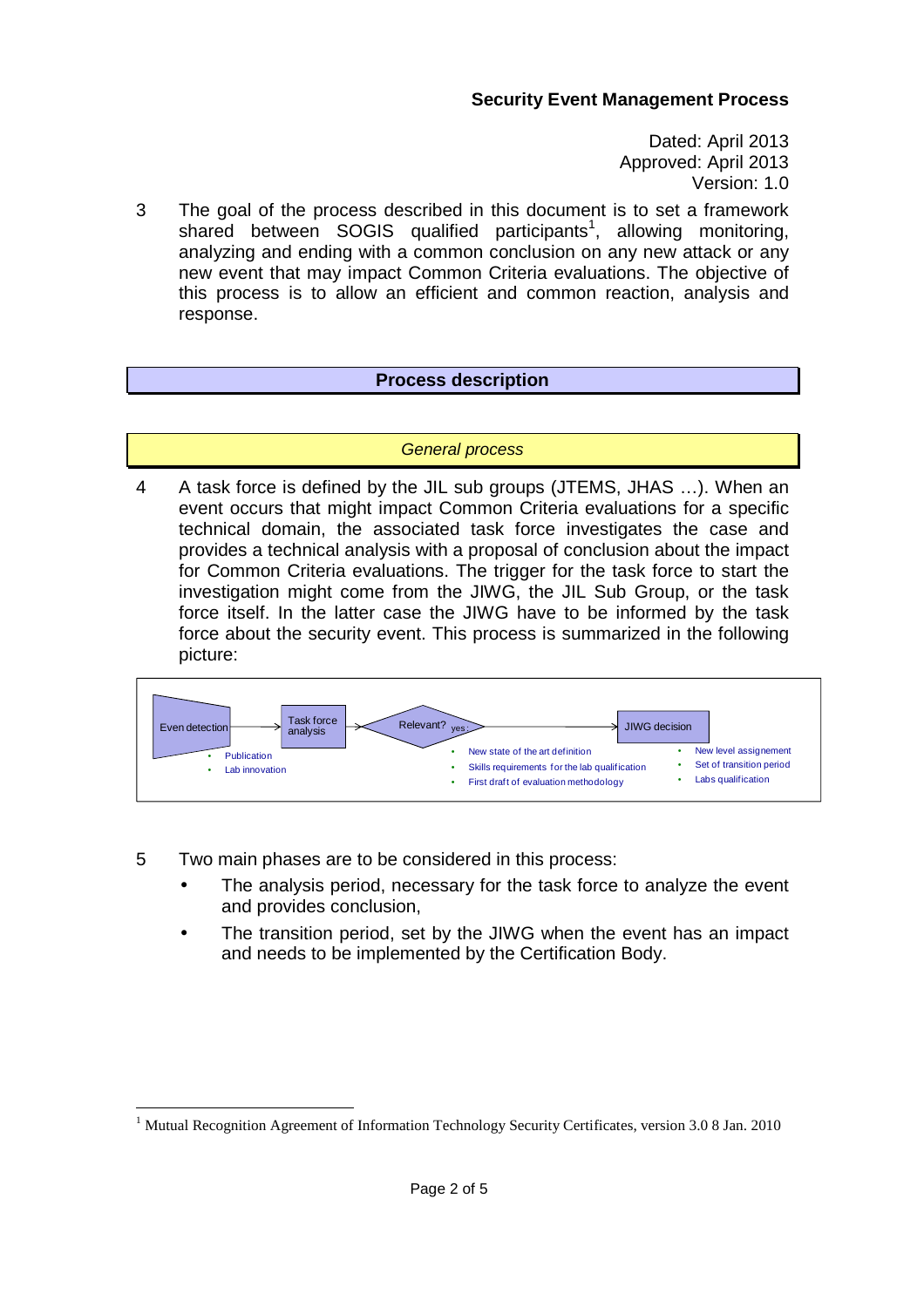**Security Event Management Process**

Dated: April 2013
Approved: April 2013
Version: 1.0

3 The goal of the process described in this document is to set a framework shared between SOGIS qualified participants[1], allowing monitoring, analyzing and ending with a common conclusion on any new attack or any new event that may impact Common Criteria evaluations. The objective of this process is to allow an efficient and common reaction, analysis and response.

## Process description

### *General process*

4 A task force is defined by the JIL sub groups (JTEMS, JHAS …). When an event occurs that might impact Common Criteria evaluations for a specific technical domain, the associated task force investigates the case and provides a technical analysis with a proposal of conclusion about the impact for Common Criteria evaluations. The trigger for the task force to start the investigation might come from the JIWG, the JIL Sub Group, or the task force itself. In the latter case the JIWG have to be informed by the task force about the security event. This process is summarized in the following picture:

Even detection → Task force analysis → Relevant? yes → JIWG decision

- Publication
- Lab innovation

- New state of the art definition
- Skills requirements for the lab qualification
- First draft of evaluation methodology

- New level assignement
- Set of transition period
- Labs qualification

5 Two main phases are to be considered in this process:

- The analysis period, necessary for the task force to analyze the event and provides conclusion,
- The transition period, set by the JIWG when the event has an impact and needs to be implemented by the Certification Body.

[1] Mutual Recognition Agreement of Information Technology Security Certificates, version 3.0 8 Jan. 2010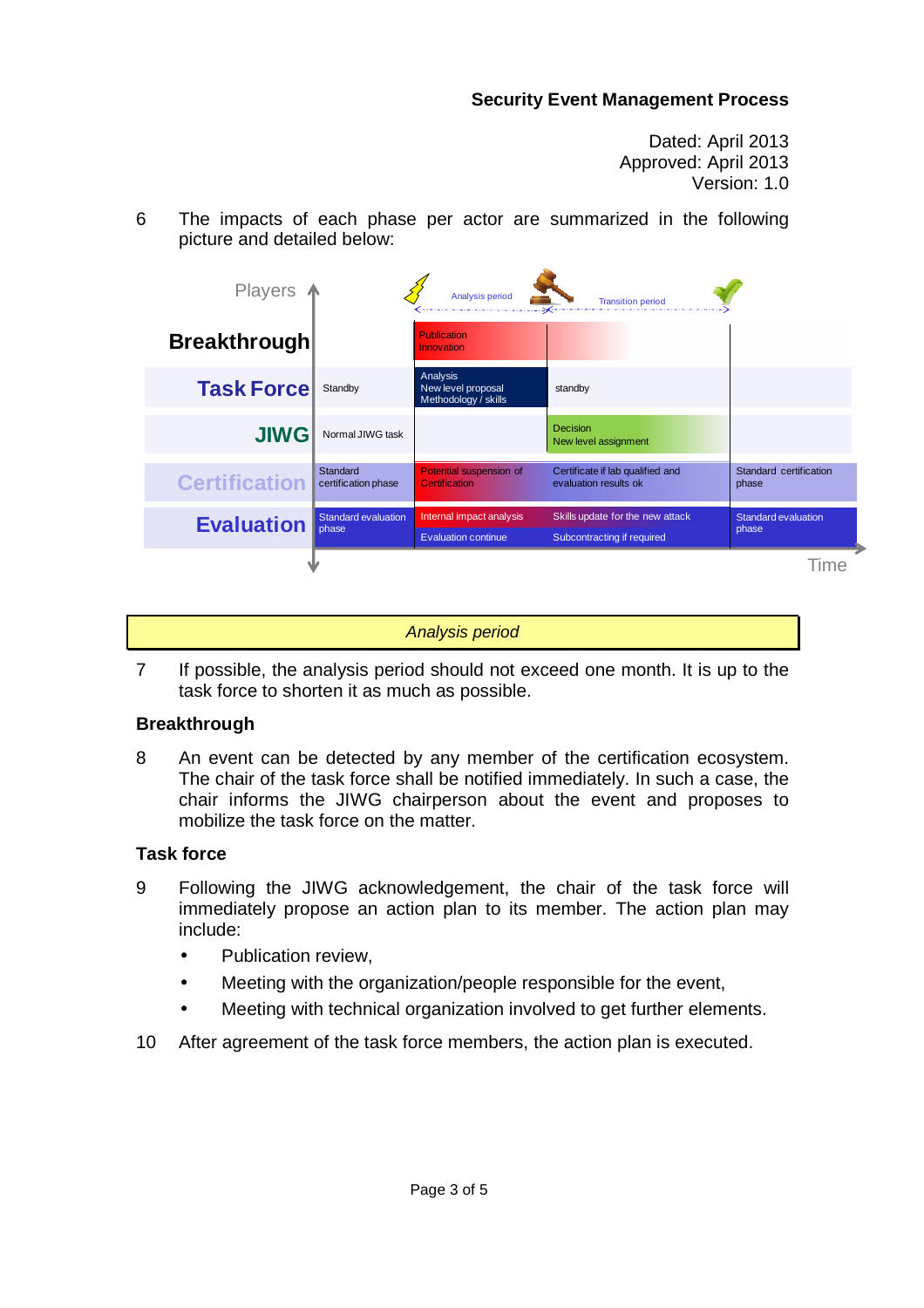6 The impacts of each phase per actor are summarized in the following picture and detailed below:

| Players | | Analysis period | Transition period | Time |
|---|---|---|---|---|
| **Breakthrough** | | Publication Innovation | | |
| **Task Force** | Standby | Analysis New level proposal Methodology / skills | standby | |
| **JIWG** | Normal JIWG task | | Decision New level assignment | |
| **Certification** | Standard certification phase | Potential suspension of Certification | Certificate if lab qualified and evaluation results ok | Standard certification phase |
| **Evaluation** | Standard evaluation phase | Internal impact analysis Evaluation continue | Skills update for the new attack Subcontracting if required | Standard evaluation phase |

*Analysis period*

7 If possible, the analysis period should not exceed one month. It is up to the task force to shorten it as much as possible.

### Breakthrough

8 An event can be detected by any member of the certification ecosystem. The chair of the task force shall be notified immediately. In such a case, the chair informs the JIWG chairperson about the event and proposes to mobilize the task force on the matter.

### Task force

9 Following the JIWG acknowledgement, the chair of the task force will immediately propose an action plan to its member. The action plan may include:

- Publication review,
- Meeting with the organization/people responsible for the event,
- Meeting with technical organization involved to get further elements.

10 After agreement of the task force members, the action plan is executed.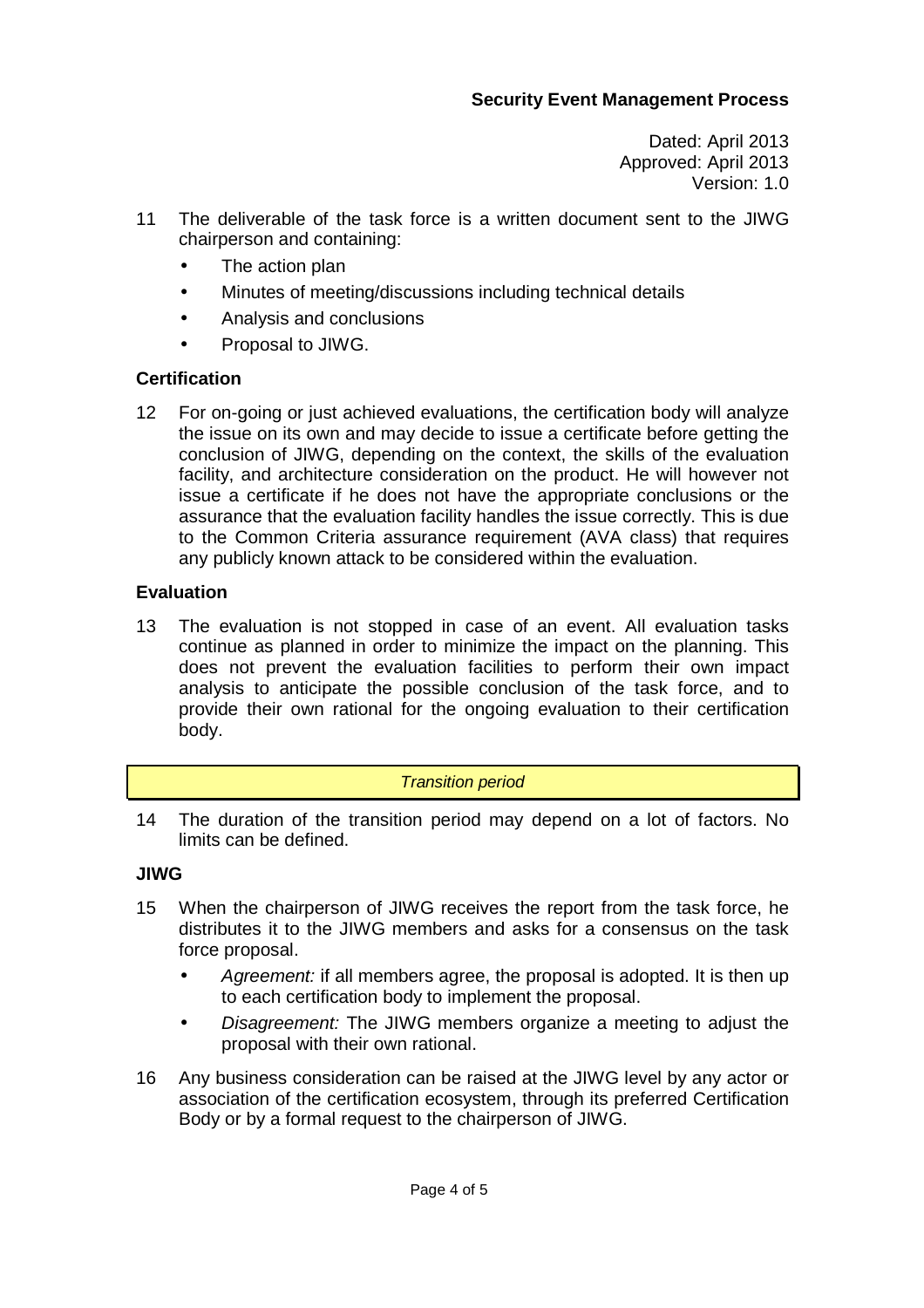11 The deliverable of the task force is a written document sent to the JIWG chairperson and containing:

- The action plan
- Minutes of meeting/discussions including technical details
- Analysis and conclusions
- Proposal to JIWG.

**Certification**

12 For on-going or just achieved evaluations, the certification body will analyze the issue on its own and may decide to issue a certificate before getting the conclusion of JIWG, depending on the context, the skills of the evaluation facility, and architecture consideration on the product. He will however not issue a certificate if he does not have the appropriate conclusions or the assurance that the evaluation facility handles the issue correctly. This is due to the Common Criteria assurance requirement (AVA class) that requires any publicly known attack to be considered within the evaluation.

**Evaluation**

13 The evaluation is not stopped in case of an event. All evaluation tasks continue as planned in order to minimize the impact on the planning. This does not prevent the evaluation facilities to perform their own impact analysis to anticipate the possible conclusion of the task force, and to provide their own rational for the ongoing evaluation to their certification body.

*Transition period*

14 The duration of the transition period may depend on a lot of factors. No limits can be defined.

**JIWG**

15 When the chairperson of JIWG receives the report from the task force, he distributes it to the JIWG members and asks for a consensus on the task force proposal.

- *Agreement:* if all members agree, the proposal is adopted. It is then up to each certification body to implement the proposal.
- *Disagreement:* The JIWG members organize a meeting to adjust the proposal with their own rational.

16 Any business consideration can be raised at the JIWG level by any actor or association of the certification ecosystem, through its preferred Certification Body or by a formal request to the chairperson of JIWG.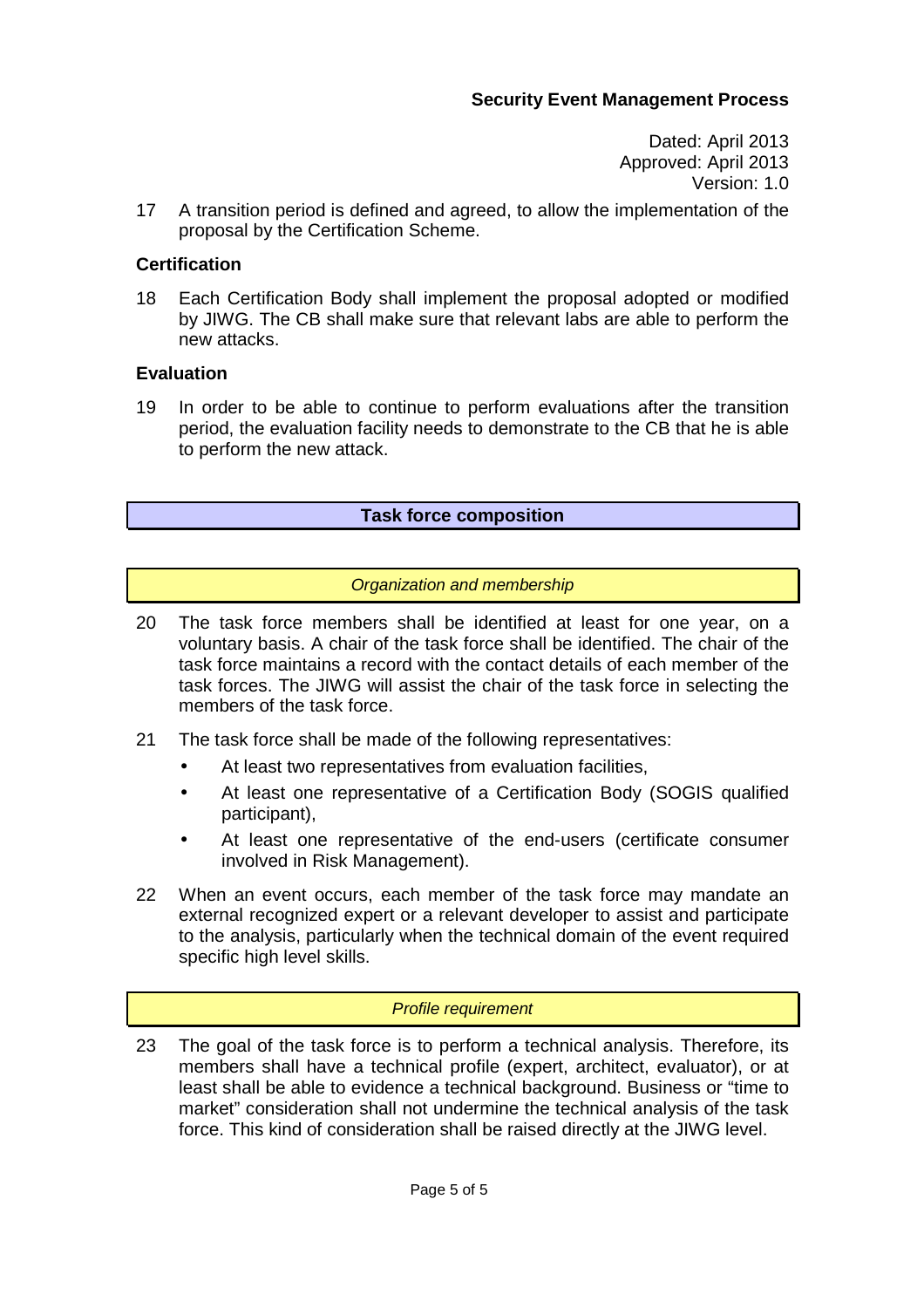17 A transition period is defined and agreed, to allow the implementation of the proposal by the Certification Scheme.

### Certification

18 Each Certification Body shall implement the proposal adopted or modified by JIWG. The CB shall make sure that relevant labs are able to perform the new attacks.

### Evaluation

19 In order to be able to continue to perform evaluations after the transition period, the evaluation facility needs to demonstrate to the CB that he is able to perform the new attack.

## Task force composition

### *Organization and membership*

20 The task force members shall be identified at least for one year, on a voluntary basis. A chair of the task force shall be identified. The chair of the task force maintains a record with the contact details of each member of the task forces. The JIWG will assist the chair of the task force in selecting the members of the task force.

21 The task force shall be made of the following representatives:

- At least two representatives from evaluation facilities,
- At least one representative of a Certification Body (SOGIS qualified participant),
- At least one representative of the end-users (certificate consumer involved in Risk Management).

22 When an event occurs, each member of the task force may mandate an external recognized expert or a relevant developer to assist and participate to the analysis, particularly when the technical domain of the event required specific high level skills.

### *Profile requirement*

23 The goal of the task force is to perform a technical analysis. Therefore, its members shall have a technical profile (expert, architect, evaluator), or at least shall be able to evidence a technical background. Business or "time to market" consideration shall not undermine the technical analysis of the task force. This kind of consideration shall be raised directly at the JIWG level.